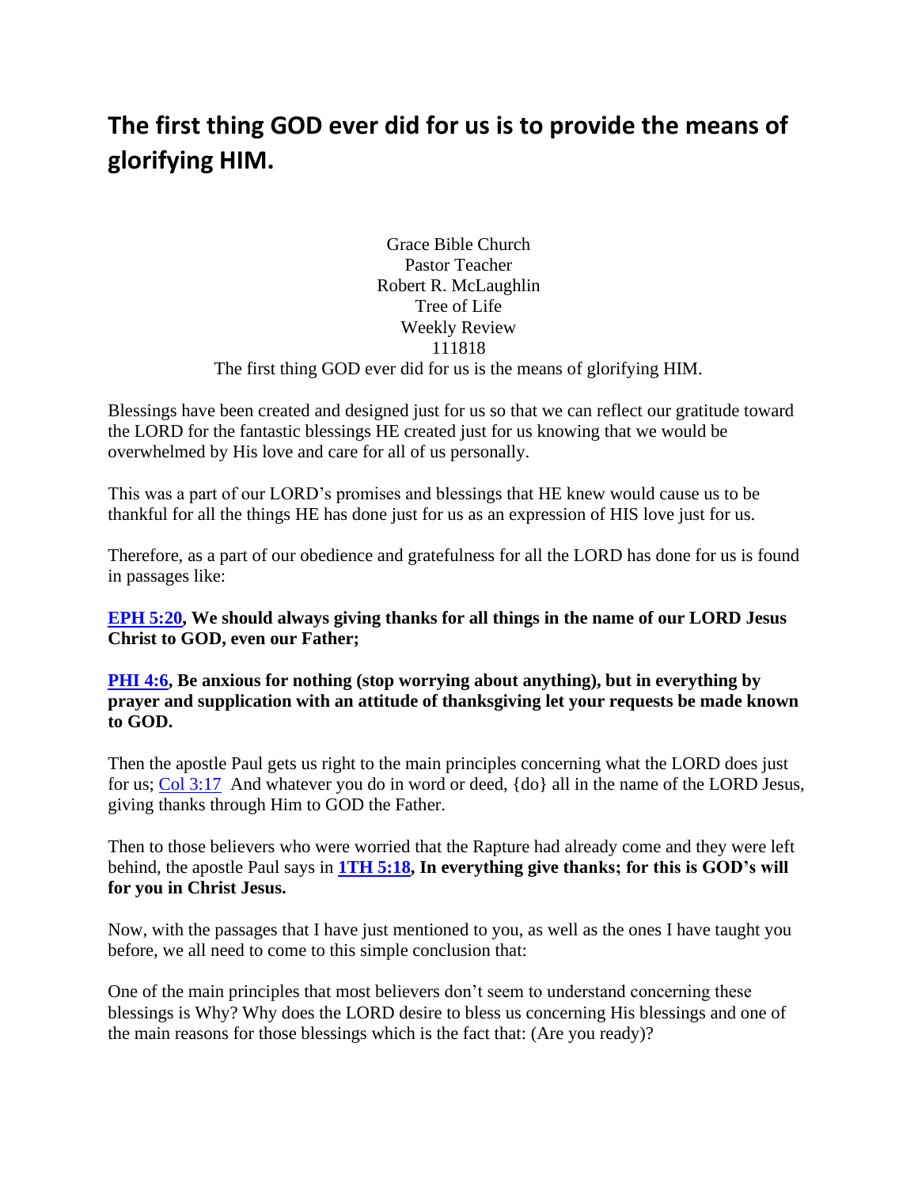# The first thing GOD ever did for us is to provide the means of glorifying HIM.

Grace Bible Church
Pastor Teacher
Robert R. McLaughlin
Tree of Life
Weekly Review
111818
The first thing GOD ever did for us is the means of glorifying HIM.

Blessings have been created and designed just for us so that we can reflect our gratitude toward the LORD for the fantastic blessings HE created just for us knowing that we would be overwhelmed by His love and care for all of us personally.

This was a part of our LORD's promises and blessings that HE knew would cause us to be thankful for all the things HE has done just for us as an expression of HIS love just for us.

Therefore, as a part of our obedience and gratefulness for all the LORD has done for us is found in passages like:

**EPH 5:20, We should always giving thanks for all things in the name of our LORD Jesus Christ to GOD, even our Father;**

**PHI 4:6, Be anxious for nothing (stop worrying about anything), but in everything by prayer and supplication with an attitude of thanksgiving let your requests be made known to GOD.**

Then the apostle Paul gets us right to the main principles concerning what the LORD does just for us; Col 3:17 And whatever you do in word or deed, {do} all in the name of the LORD Jesus, giving thanks through Him to GOD the Father.

Then to those believers who were worried that the Rapture had already come and they were left behind, the apostle Paul says in **1TH 5:18, In everything give thanks; for this is GOD's will for you in Christ Jesus.**

Now, with the passages that I have just mentioned to you, as well as the ones I have taught you before, we all need to come to this simple conclusion that:

One of the main principles that most believers don't seem to understand concerning these blessings is Why? Why does the LORD desire to bless us concerning His blessings and one of the main reasons for those blessings which is the fact that: (Are you ready)?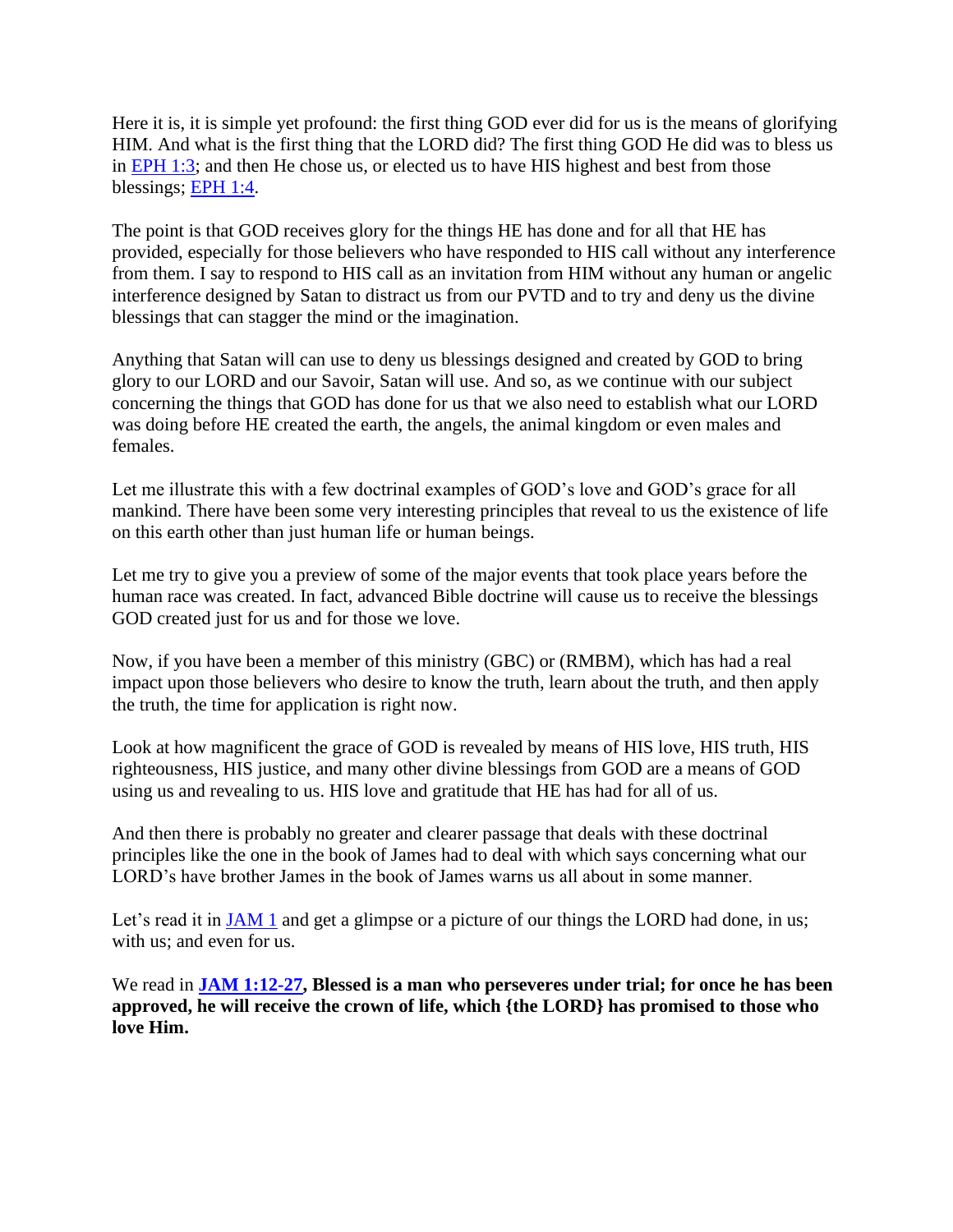Here it is, it is simple yet profound: the first thing GOD ever did for us is the means of glorifying HIM. And what is the first thing that the LORD did? The first thing GOD He did was to bless us in EPH 1:3; and then He chose us, or elected us to have HIS highest and best from those blessings; EPH 1:4.

The point is that GOD receives glory for the things HE has done and for all that HE has provided, especially for those believers who have responded to HIS call without any interference from them. I say to respond to HIS call as an invitation from HIM without any human or angelic interference designed by Satan to distract us from our PVTD and to try and deny us the divine blessings that can stagger the mind or the imagination.

Anything that Satan will can use to deny us blessings designed and created by GOD to bring glory to our LORD and our Savoir, Satan will use. And so, as we continue with our subject concerning the things that GOD has done for us that we also need to establish what our LORD was doing before HE created the earth, the angels, the animal kingdom or even males and females.

Let me illustrate this with a few doctrinal examples of GOD's love and GOD's grace for all mankind. There have been some very interesting principles that reveal to us the existence of life on this earth other than just human life or human beings.

Let me try to give you a preview of some of the major events that took place years before the human race was created. In fact, advanced Bible doctrine will cause us to receive the blessings GOD created just for us and for those we love.

Now, if you have been a member of this ministry (GBC) or (RMBM), which has had a real impact upon those believers who desire to know the truth, learn about the truth, and then apply the truth, the time for application is right now.

Look at how magnificent the grace of GOD is revealed by means of HIS love, HIS truth, HIS righteousness, HIS justice, and many other divine blessings from GOD are a means of GOD using us and revealing to us. HIS love and gratitude that HE has had for all of us.

And then there is probably no greater and clearer passage that deals with these doctrinal principles like the one in the book of James had to deal with which says concerning what our LORD's have brother James in the book of James warns us all about in some manner.

Let's read it in JAM 1 and get a glimpse or a picture of our things the LORD had done, in us; with us; and even for us.

We read in **JAM 1:12-27, Blessed is a man who perseveres under trial; for once he has been approved, he will receive the crown of life, which {the LORD} has promised to those who love Him.**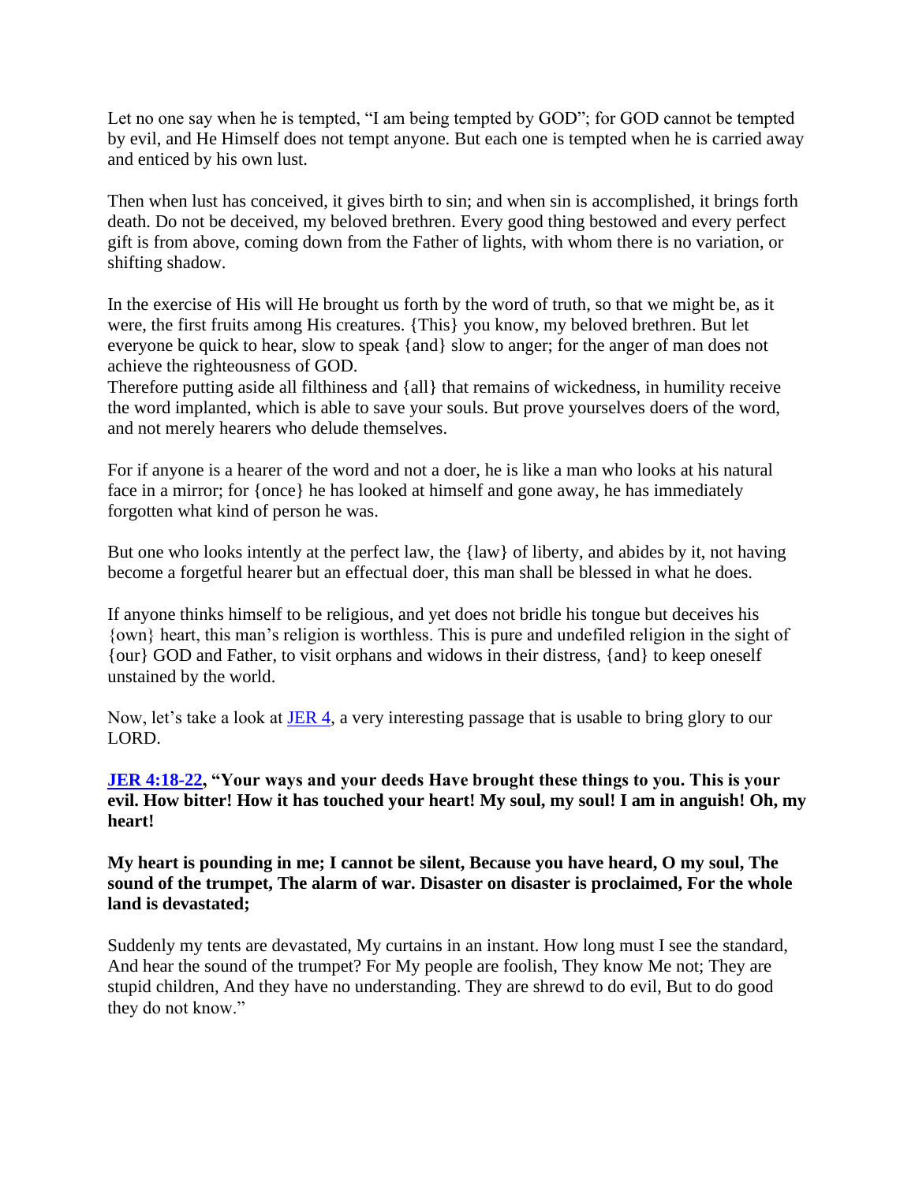Let no one say when he is tempted, “I am being tempted by GOD”; for GOD cannot be tempted by evil, and He Himself does not tempt anyone. But each one is tempted when he is carried away and enticed by his own lust.

Then when lust has conceived, it gives birth to sin; and when sin is accomplished, it brings forth death. Do not be deceived, my beloved brethren. Every good thing bestowed and every perfect gift is from above, coming down from the Father of lights, with whom there is no variation, or shifting shadow.

In the exercise of His will He brought us forth by the word of truth, so that we might be, as it were, the first fruits among His creatures. {This} you know, my beloved brethren. But let everyone be quick to hear, slow to speak {and} slow to anger; for the anger of man does not achieve the righteousness of GOD.
Therefore putting aside all filthiness and {all} that remains of wickedness, in humility receive the word implanted, which is able to save your souls. But prove yourselves doers of the word, and not merely hearers who delude themselves.

For if anyone is a hearer of the word and not a doer, he is like a man who looks at his natural face in a mirror; for {once} he has looked at himself and gone away, he has immediately forgotten what kind of person he was.

But one who looks intently at the perfect law, the {law} of liberty, and abides by it, not having become a forgetful hearer but an effectual doer, this man shall be blessed in what he does.

If anyone thinks himself to be religious, and yet does not bridle his tongue but deceives his {own} heart, this man’s religion is worthless. This is pure and undefiled religion in the sight of {our} GOD and Father, to visit orphans and widows in their distress, {and} to keep oneself unstained by the world.

Now, let’s take a look at JER 4, a very interesting passage that is usable to bring glory to our LORD.

**JER 4:18-22, “Your ways and your deeds Have brought these things to you. This is your evil. How bitter! How it has touched your heart! My soul, my soul! I am in anguish! Oh, my heart!**

**My heart is pounding in me; I cannot be silent, Because you have heard, O my soul, The sound of the trumpet, The alarm of war. Disaster on disaster is proclaimed, For the whole land is devastated;**

Suddenly my tents are devastated, My curtains in an instant. How long must I see the standard, And hear the sound of the trumpet? For My people are foolish, They know Me not; They are stupid children, And they have no understanding. They are shrewd to do evil, But to do good they do not know.”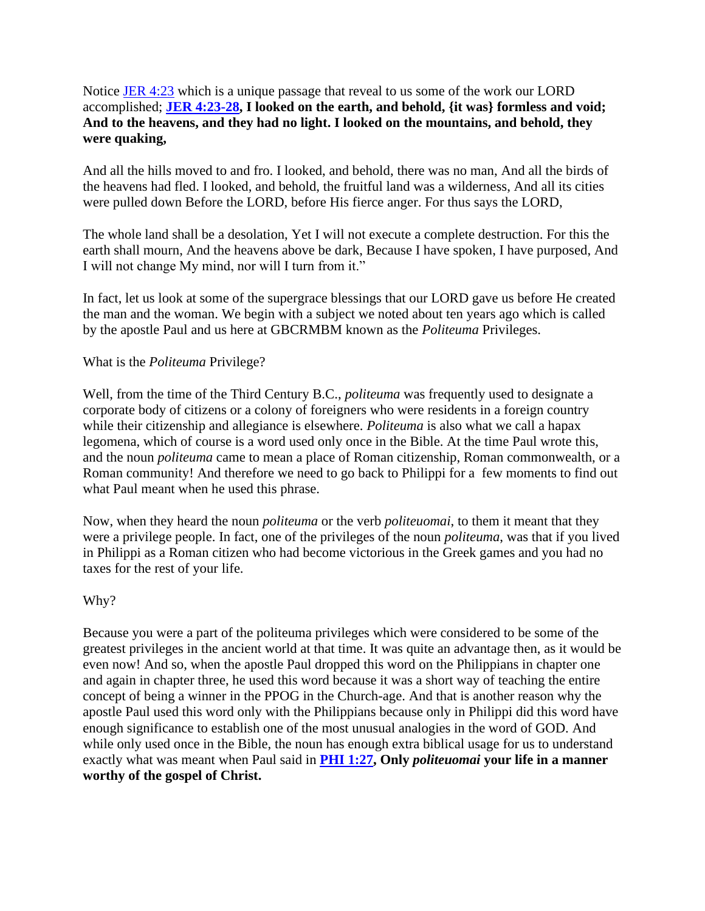Notice JER 4:23 which is a unique passage that reveal to us some of the work our LORD accomplished; **JER 4:23-28, I looked on the earth, and behold, {it was} formless and void; And to the heavens, and they had no light. I looked on the mountains, and behold, they were quaking,**

And all the hills moved to and fro. I looked, and behold, there was no man, And all the birds of the heavens had fled. I looked, and behold, the fruitful land was a wilderness, And all its cities were pulled down Before the LORD, before His fierce anger. For thus says the LORD,

The whole land shall be a desolation, Yet I will not execute a complete destruction. For this the earth shall mourn, And the heavens above be dark, Because I have spoken, I have purposed, And I will not change My mind, nor will I turn from it."

In fact, let us look at some of the supergrace blessings that our LORD gave us before He created the man and the woman. We begin with a subject we noted about ten years ago which is called by the apostle Paul and us here at GBCRMBM known as the *Politeuma* Privileges.

What is the *Politeuma* Privilege?

Well, from the time of the Third Century B.C., *politeuma* was frequently used to designate a corporate body of citizens or a colony of foreigners who were residents in a foreign country while their citizenship and allegiance is elsewhere. *Politeuma* is also what we call a hapax legomena, which of course is a word used only once in the Bible. At the time Paul wrote this, and the noun *politeuma* came to mean a place of Roman citizenship, Roman commonwealth, or a Roman community! And therefore we need to go back to Philippi for a few moments to find out what Paul meant when he used this phrase.

Now, when they heard the noun *politeuma* or the verb *politeuomai*, to them it meant that they were a privilege people. In fact, one of the privileges of the noun *politeuma*, was that if you lived in Philippi as a Roman citizen who had become victorious in the Greek games and you had no taxes for the rest of your life.

Why?

Because you were a part of the politeuma privileges which were considered to be some of the greatest privileges in the ancient world at that time. It was quite an advantage then, as it would be even now! And so, when the apostle Paul dropped this word on the Philippians in chapter one and again in chapter three, he used this word because it was a short way of teaching the entire concept of being a winner in the PPOG in the Church-age. And that is another reason why the apostle Paul used this word only with the Philippians because only in Philippi did this word have enough significance to establish one of the most unusual analogies in the word of GOD. And while only used once in the Bible, the noun has enough extra biblical usage for us to understand exactly what was meant when Paul said in **PHI 1:27, Only *politeuomai* your life in a manner worthy of the gospel of Christ.**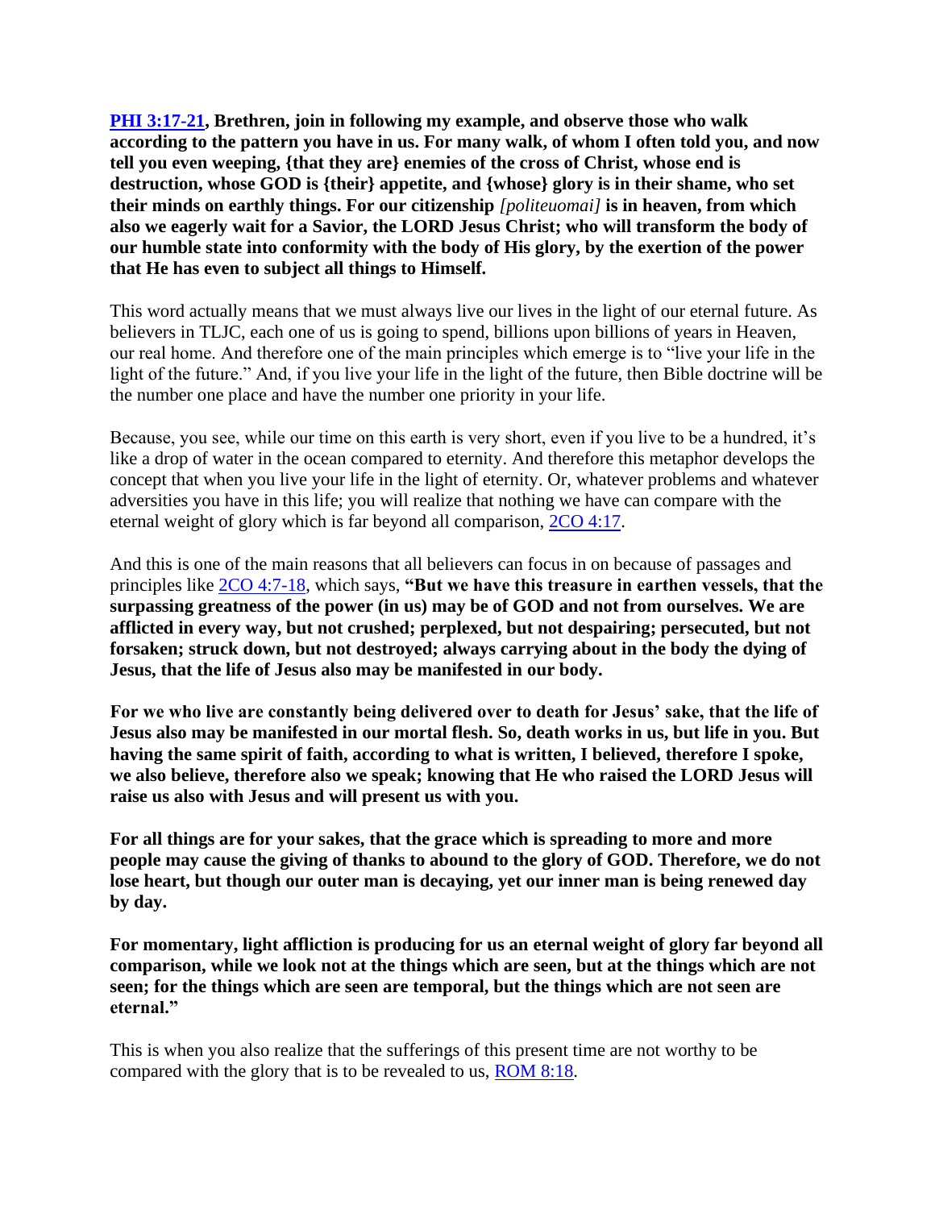[PHI 3:17-21](), **Brethren, join in following my example, and observe those who walk according to the pattern you have in us. For many walk, of whom I often told you, and now tell you even weeping, {that they are} enemies of the cross of Christ, whose end is destruction, whose GOD is {their} appetite, and {whose} glory is in their shame, who set their minds on earthly things. For our citizenship** *[politeuomai]* **is in heaven, from which also we eagerly wait for a Savior, the LORD Jesus Christ; who will transform the body of our humble state into conformity with the body of His glory, by the exertion of the power that He has even to subject all things to Himself.**

This word actually means that we must always live our lives in the light of our eternal future. As believers in TLJC, each one of us is going to spend, billions upon billions of years in Heaven, our real home. And therefore one of the main principles which emerge is to "live your life in the light of the future." And, if you live your life in the light of the future, then Bible doctrine will be the number one place and have the number one priority in your life.

Because, you see, while our time on this earth is very short, even if you live to be a hundred, it's like a drop of water in the ocean compared to eternity. And therefore this metaphor develops the concept that when you live your life in the light of eternity. Or, whatever problems and whatever adversities you have in this life; you will realize that nothing we have can compare with the eternal weight of glory which is far beyond all comparison, [2CO 4:17]().

And this is one of the main reasons that all believers can focus in on because of passages and principles like [2CO 4:7-18](), which says, **"But we have this treasure in earthen vessels, that the surpassing greatness of the power (in us) may be of GOD and not from ourselves. We are afflicted in every way, but not crushed; perplexed, but not despairing; persecuted, but not forsaken; struck down, but not destroyed; always carrying about in the body the dying of Jesus, that the life of Jesus also may be manifested in our body.**

**For we who live are constantly being delivered over to death for Jesus' sake, that the life of Jesus also may be manifested in our mortal flesh. So, death works in us, but life in you. But having the same spirit of faith, according to what is written, I believed, therefore I spoke, we also believe, therefore also we speak; knowing that He who raised the LORD Jesus will raise us also with Jesus and will present us with you.**

**For all things are for your sakes, that the grace which is spreading to more and more people may cause the giving of thanks to abound to the glory of GOD. Therefore, we do not lose heart, but though our outer man is decaying, yet our inner man is being renewed day by day.**

**For momentary, light affliction is producing for us an eternal weight of glory far beyond all comparison, while we look not at the things which are seen, but at the things which are not seen; for the things which are seen are temporal, but the things which are not seen are eternal."**

This is when you also realize that the sufferings of this present time are not worthy to be compared with the glory that is to be revealed to us, [ROM 8:18]().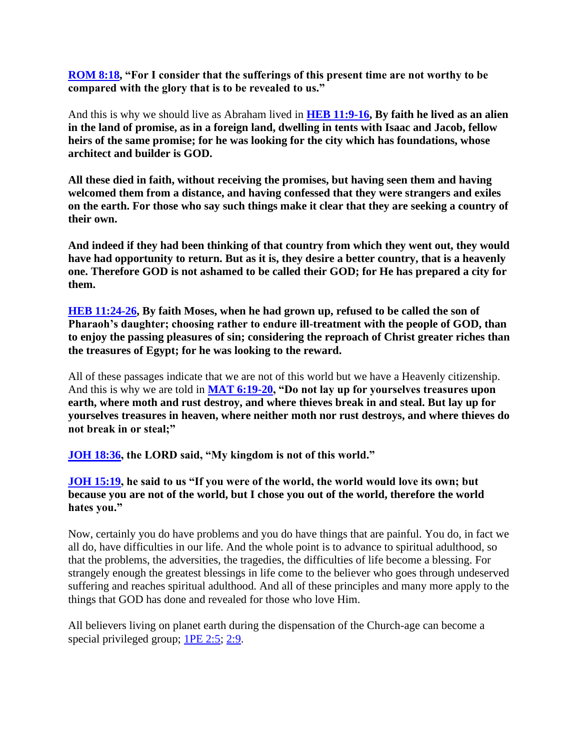**ROM 8:18, "For I consider that the sufferings of this present time are not worthy to be compared with the glory that is to be revealed to us."**

And this is why we should live as Abraham lived in **HEB 11:9-16, By faith he lived as an alien in the land of promise, as in a foreign land, dwelling in tents with Isaac and Jacob, fellow heirs of the same promise; for he was looking for the city which has foundations, whose architect and builder is GOD.**

**All these died in faith, without receiving the promises, but having seen them and having welcomed them from a distance, and having confessed that they were strangers and exiles on the earth. For those who say such things make it clear that they are seeking a country of their own.**

**And indeed if they had been thinking of that country from which they went out, they would have had opportunity to return. But as it is, they desire a better country, that is a heavenly one. Therefore GOD is not ashamed to be called their GOD; for He has prepared a city for them.**

**HEB 11:24-26, By faith Moses, when he had grown up, refused to be called the son of Pharaoh's daughter; choosing rather to endure ill-treatment with the people of GOD, than to enjoy the passing pleasures of sin; considering the reproach of Christ greater riches than the treasures of Egypt; for he was looking to the reward.**

All of these passages indicate that we are not of this world but we have a Heavenly citizenship. And this is why we are told in **MAT 6:19-20, "Do not lay up for yourselves treasures upon earth, where moth and rust destroy, and where thieves break in and steal. But lay up for yourselves treasures in heaven, where neither moth nor rust destroys, and where thieves do not break in or steal;"**

**JOH 18:36, the LORD said, "My kingdom is not of this world."**

**JOH 15:19, he said to us "If you were of the world, the world would love its own; but because you are not of the world, but I chose you out of the world, therefore the world hates you."**

Now, certainly you do have problems and you do have things that are painful. You do, in fact we all do, have difficulties in our life. And the whole point is to advance to spiritual adulthood, so that the problems, the adversities, the tragedies, the difficulties of life become a blessing. For strangely enough the greatest blessings in life come to the believer who goes through undeserved suffering and reaches spiritual adulthood. And all of these principles and many more apply to the things that GOD has done and revealed for those who love Him.

All believers living on planet earth during the dispensation of the Church-age can become a special privileged group; 1PE 2:5; 2:9.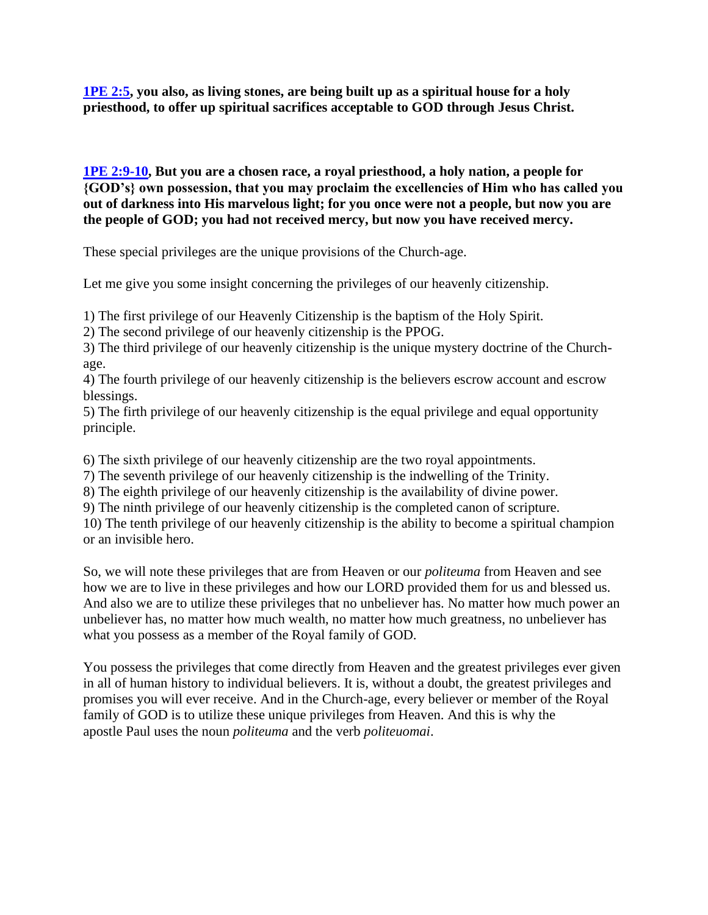**1PE 2:5, you also, as living stones, are being built up as a spiritual house for a holy priesthood, to offer up spiritual sacrifices acceptable to GOD through Jesus Christ.**

**1PE 2:9-10, But you are a chosen race, a royal priesthood, a holy nation, a people for {GOD's} own possession, that you may proclaim the excellencies of Him who has called you out of darkness into His marvelous light; for you once were not a people, but now you are the people of GOD; you had not received mercy, but now you have received mercy.**

These special privileges are the unique provisions of the Church-age.

Let me give you some insight concerning the privileges of our heavenly citizenship.

1) The first privilege of our Heavenly Citizenship is the baptism of the Holy Spirit.
2) The second privilege of our heavenly citizenship is the PPOG.
3) The third privilege of our heavenly citizenship is the unique mystery doctrine of the Church-age.
4) The fourth privilege of our heavenly citizenship is the believers escrow account and escrow blessings.
5) The firth privilege of our heavenly citizenship is the equal privilege and equal opportunity principle.

6) The sixth privilege of our heavenly citizenship are the two royal appointments.
7) The seventh privilege of our heavenly citizenship is the indwelling of the Trinity.
8) The eighth privilege of our heavenly citizenship is the availability of divine power.
9) The ninth privilege of our heavenly citizenship is the completed canon of scripture.
10) The tenth privilege of our heavenly citizenship is the ability to become a spiritual champion or an invisible hero.

So, we will note these privileges that are from Heaven or our *politeuma* from Heaven and see how we are to live in these privileges and how our LORD provided them for us and blessed us. And also we are to utilize these privileges that no unbeliever has. No matter how much power an unbeliever has, no matter how much wealth, no matter how much greatness, no unbeliever has what you possess as a member of the Royal family of GOD.

You possess the privileges that come directly from Heaven and the greatest privileges ever given in all of human history to individual believers. It is, without a doubt, the greatest privileges and promises you will ever receive. And in the Church-age, every believer or member of the Royal family of GOD is to utilize these unique privileges from Heaven. And this is why the apostle Paul uses the noun *politeuma* and the verb *politeuomai*.